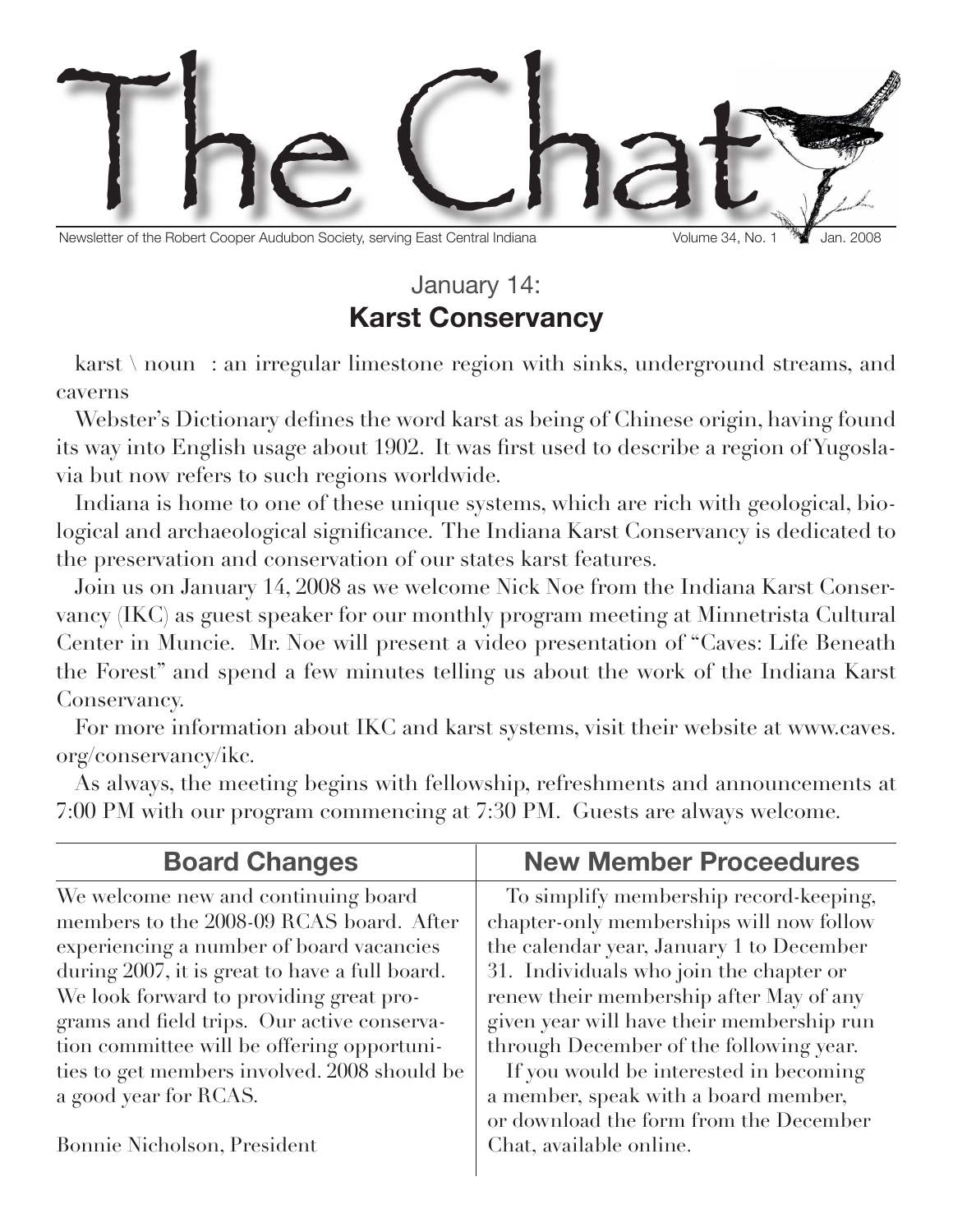# The Chat

Newsletter of the Robert Cooper Audubon Society, serving East Central Indiana — Volume 34, No. 1 — Jan. 2008

## January 14:
## **Karst Conservancy**

karst \ noun : an irregular limestone region with sinks, underground streams, and caverns

Webster's Dictionary defines the word karst as being of Chinese origin, having found its way into English usage about 1902. It was first used to describe a region of Yugoslavia but now refers to such regions worldwide.

Indiana is home to one of these unique systems, which are rich with geological, biological and archaeological significance. The Indiana Karst Conservancy is dedicated to the preservation and conservation of our states karst features.

Join us on January 14, 2008 as we welcome Nick Noe from the Indiana Karst Conservancy (IKC) as guest speaker for our monthly program meeting at Minnetrista Cultural Center in Muncie. Mr. Noe will present a video presentation of "Caves: Life Beneath the Forest" and spend a few minutes telling us about the work of the Indiana Karst Conservancy.

For more information about IKC and karst systems, visit their website at www.caves.org/conservancy/ikc.

As always, the meeting begins with fellowship, refreshments and announcements at 7:00 PM with our program commencing at 7:30 PM. Guests are always welcome.

## Board Changes

We welcome new and continuing board members to the 2008-09 RCAS board. After experiencing a number of board vacancies during 2007, it is great to have a full board. We look forward to providing great programs and field trips. Our active conservation committee will be offering opportunities to get members involved. 2008 should be a good year for RCAS.

Bonnie Nicholson, President

## New Member Proceedures

To simplify membership record-keeping, chapter-only memberships will now follow the calendar year, January 1 to December 31. Individuals who join the chapter or renew their membership after May of any given year will have their membership run through December of the following year.

If you would be interested in becoming a member, speak with a board member, or download the form from the December Chat, available online.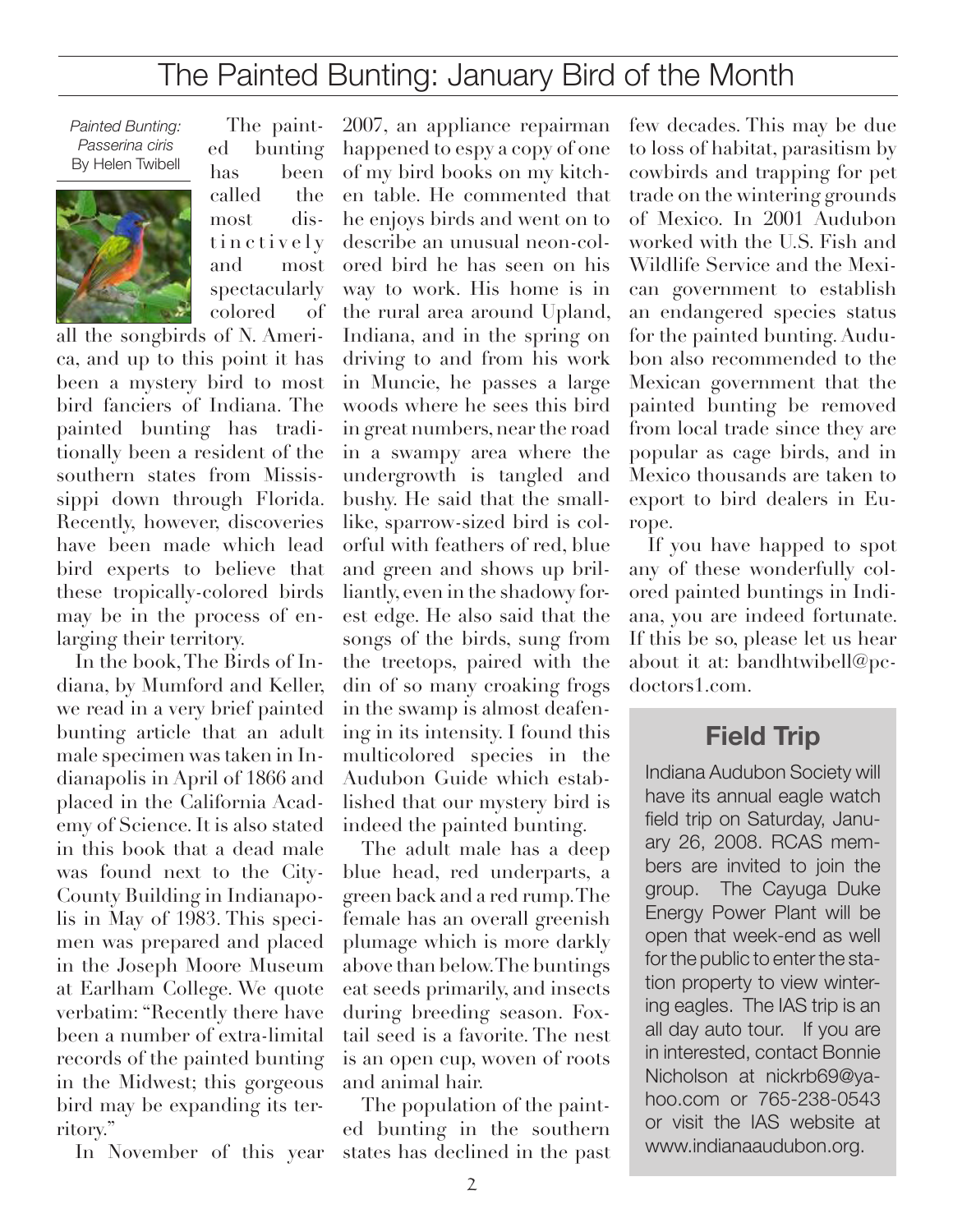# The Painted Bunting: January Bird of the Month

*Painted Bunting: Passerina ciris*
By Helen Twibell

The painted bunting has been called the most distinctively and most spectacularly colored of all the songbirds of N. America, and up to this point it has been a mystery bird to most bird fanciers of Indiana. The painted bunting has traditionally been a resident of the southern states from Mississippi down through Florida. Recently, however, discoveries have been made which lead bird experts to believe that these tropically-colored birds may be in the process of enlarging their territory.

In the book, The Birds of Indiana, by Mumford and Keller, we read in a very brief painted bunting article that an adult male specimen was taken in Indianapolis in April of 1866 and placed in the California Academy of Science. It is also stated in this book that a dead male was found next to the City-County Building in Indianapolis in May of 1983. This specimen was prepared and placed in the Joseph Moore Museum at Earlham College. We quote verbatim: "Recently there have been a number of extra-limital records of the painted bunting in the Midwest; this gorgeous bird may be expanding its territory."

In November of this year 2007, an appliance repairman happened to espy a copy of one of my bird books on my kitchen table. He commented that he enjoys birds and went on to describe an unusual neon-colored bird he has seen on his way to work. His home is in the rural area around Upland, Indiana, and in the spring on driving to and from his work in Muncie, he passes a large woods where he sees this bird in great numbers, near the road in a swampy area where the undergrowth is tangled and bushy. He said that the small-like, sparrow-sized bird is colorful with feathers of red, blue and green and shows up brilliantly, even in the shadowy forest edge. He also said that the songs of the birds, sung from the treetops, paired with the din of so many croaking frogs in the swamp is almost deafening in its intensity. I found this multicolored species in the Audubon Guide which established that our mystery bird is indeed the painted bunting.

The adult male has a deep blue head, red underparts, a green back and a red rump. The female has an overall greenish plumage which is more darkly above than below. The buntings eat seeds primarily, and insects during breeding season. Foxtail seed is a favorite. The nest is an open cup, woven of roots and animal hair.

The population of the painted bunting in the southern states has declined in the past few decades. This may be due to loss of habitat, parasitism by cowbirds and trapping for pet trade on the wintering grounds of Mexico. In 2001 Audubon worked with the U.S. Fish and Wildlife Service and the Mexican government to establish an endangered species status for the painted bunting. Audubon also recommended to the Mexican government that the painted bunting be removed from local trade since they are popular as cage birds, and in Mexico thousands are taken to export to bird dealers in Europe.

If you have happed to spot any of these wonderfully colored painted buntings in Indiana, you are indeed fortunate. If this be so, please let us hear about it at: bandhtwibell@pcdoctors1.com.

## Field Trip

Indiana Audubon Society will have its annual eagle watch field trip on Saturday, January 26, 2008. RCAS members are invited to join the group. The Cayuga Duke Energy Power Plant will be open that week-end as well for the public to enter the station property to view wintering eagles. The IAS trip is an all day auto tour. If you are in interested, contact Bonnie Nicholson at nickrb69@yahoo.com or 765-238-0543 or visit the IAS website at www.indianaaudubon.org.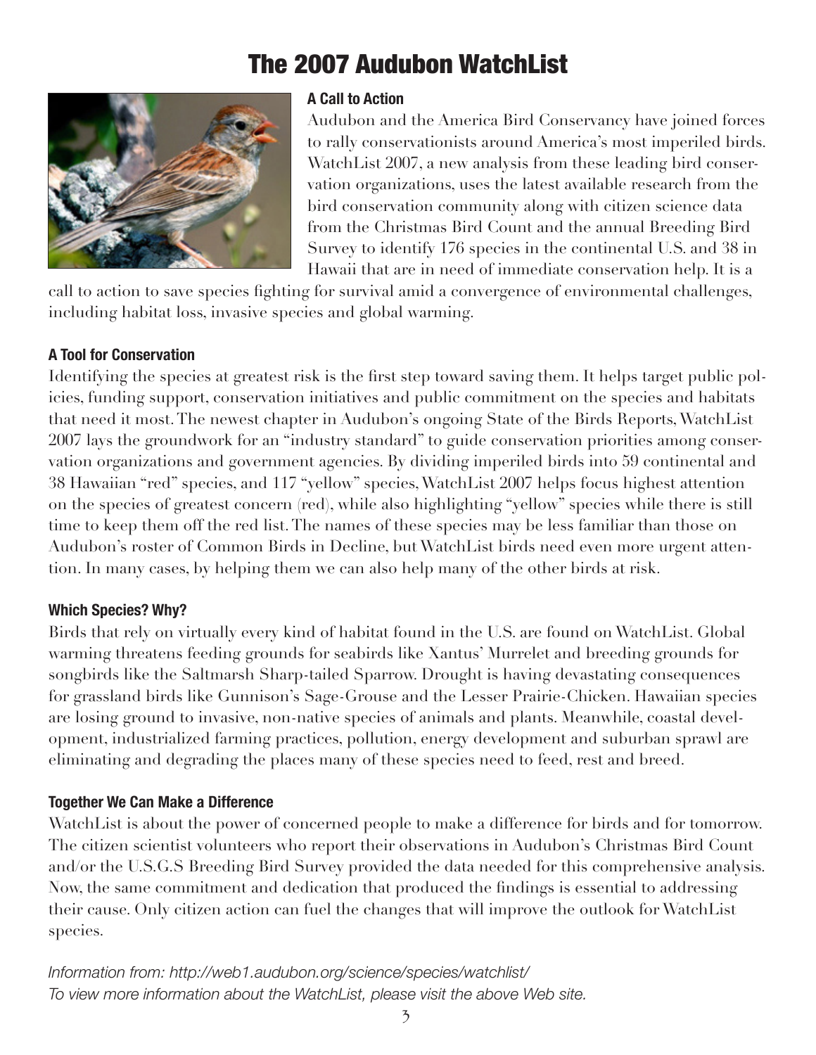# The 2007 Audubon WatchList

### A Call to Action

Audubon and the America Bird Conservancy have joined forces to rally conservationists around America's most imperiled birds. WatchList 2007, a new analysis from these leading bird conservation organizations, uses the latest available research from the bird conservation community along with citizen science data from the Christmas Bird Count and the annual Breeding Bird Survey to identify 176 species in the continental U.S. and 38 in Hawaii that are in need of immediate conservation help. It is a call to action to save species fighting for survival amid a convergence of environmental challenges, including habitat loss, invasive species and global warming.

### A Tool for Conservation

Identifying the species at greatest risk is the first step toward saving them. It helps target public policies, funding support, conservation initiatives and public commitment on the species and habitats that need it most. The newest chapter in Audubon's ongoing State of the Birds Reports, WatchList 2007 lays the groundwork for an "industry standard" to guide conservation priorities among conservation organizations and government agencies. By dividing imperiled birds into 59 continental and 38 Hawaiian "red" species, and 117 "yellow" species, WatchList 2007 helps focus highest attention on the species of greatest concern (red), while also highlighting "yellow" species while there is still time to keep them off the red list. The names of these species may be less familiar than those on Audubon's roster of Common Birds in Decline, but WatchList birds need even more urgent attention. In many cases, by helping them we can also help many of the other birds at risk.

### Which Species? Why?

Birds that rely on virtually every kind of habitat found in the U.S. are found on WatchList. Global warming threatens feeding grounds for seabirds like Xantus' Murrelet and breeding grounds for songbirds like the Saltmarsh Sharp-tailed Sparrow. Drought is having devastating consequences for grassland birds like Gunnison's Sage-Grouse and the Lesser Prairie-Chicken. Hawaiian species are losing ground to invasive, non-native species of animals and plants. Meanwhile, coastal development, industrialized farming practices, pollution, energy development and suburban sprawl are eliminating and degrading the places many of these species need to feed, rest and breed.

### Together We Can Make a Difference

WatchList is about the power of concerned people to make a difference for birds and for tomorrow. The citizen scientist volunteers who report their observations in Audubon's Christmas Bird Count and/or the U.S.G.S Breeding Bird Survey provided the data needed for this comprehensive analysis. Now, the same commitment and dedication that produced the findings is essential to addressing their cause. Only citizen action can fuel the changes that will improve the outlook for WatchList species.

*Information from: http://web1.audubon.org/science/species/watchlist/*
*To view more information about the WatchList, please visit the above Web site.*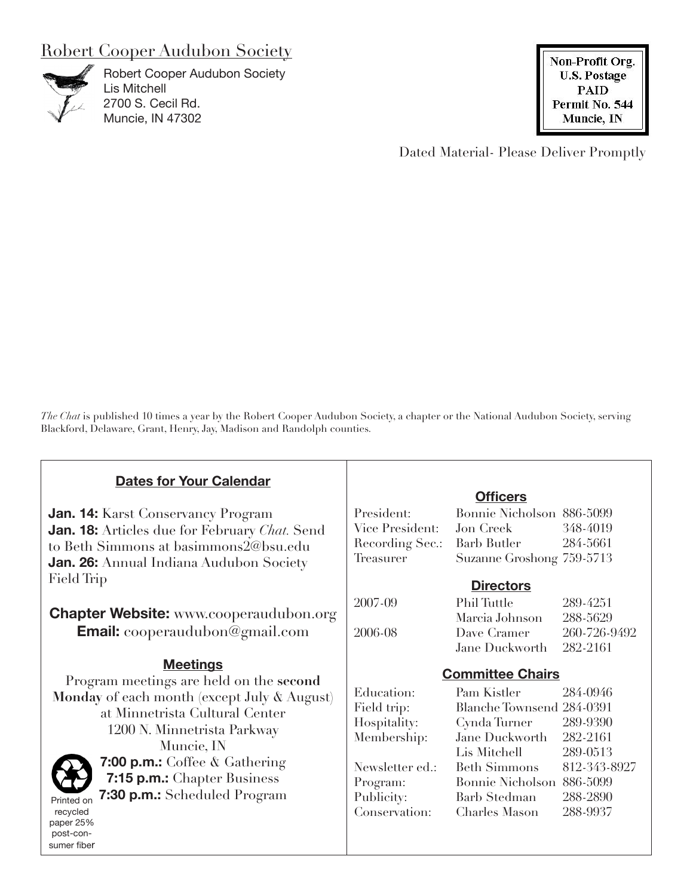## Robert Cooper Audubon Society

Robert Cooper Audubon Society
Lis Mitchell
2700 S. Cecil Rd.
Muncie, IN 47302

Non-Profit Org.
U.S. Postage
PAID
Permit No. 544
Muncie, IN

Dated Material- Please Deliver Promptly

*The Chat* is published 10 times a year by the Robert Cooper Audubon Society, a chapter or the National Audubon Society, serving Blackford, Delaware, Grant, Henry, Jay, Madison and Randolph counties.

### Dates for Your Calendar

**Jan. 14:** Karst Conservancy Program
**Jan. 18:** Articles due for February *Chat.* Send to Beth Simmons at basimmons2@bsu.edu
**Jan. 26:** Annual Indiana Audubon Society Field Trip

**Chapter Website:** www.cooperaudubon.org
**Email:** cooperaudubon@gmail.com

### Meetings

Program meetings are held on the **second Monday** of each month (except July & August) at Minnetrista Cultural Center
1200 N. Minnetrista Parkway
Muncie, IN

**7:00 p.m.:** Coffee & Gathering
**7:15 p.m.:** Chapter Business
**7:30 p.m.:** Scheduled Program

Printed on recycled paper 25% post-consumer fiber

### Officers

| | | |
|---|---|---|
| President: | Bonnie Nicholson | 886-5099 |
| Vice President: | Jon Creek | 348-4019 |
| Recording Sec.: | Barb Butler | 284-5661 |
| Treasurer | Suzanne Groshong | 759-5713 |

### Directors

| | | |
|---|---|---|
| 2007-09 | Phil Tuttle | 289-4251 |
| | Marcia Johnson | 288-5629 |
| 2006-08 | Dave Cramer | 260-726-9492 |
| | Jane Duckworth | 282-2161 |

### Committee Chairs

| | | |
|---|---|---|
| Education: | Pam Kistler | 284-0946 |
| Field trip: | Blanche Townsend | 284-0391 |
| Hospitality: | Cynda Turner | 289-9390 |
| Membership: | Jane Duckworth | 282-2161 |
| | Lis Mitchell | 289-0513 |
| Newsletter ed.: | Beth Simmons | 812-343-8927 |
| Program: | Bonnie Nicholson | 886-5099 |
| Publicity: | Barb Stedman | 288-2890 |
| Conservation: | Charles Mason | 288-9937 |